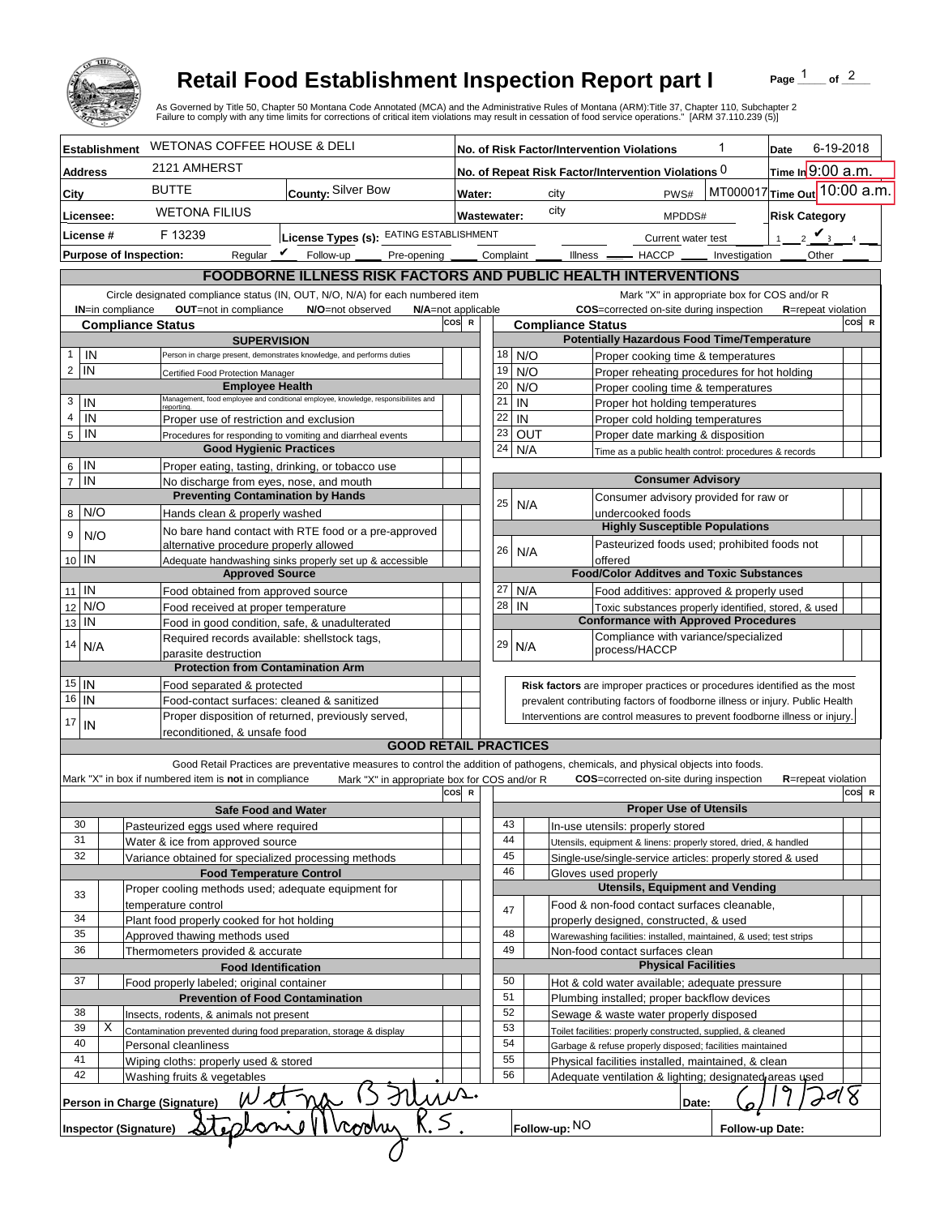# Retail Food Establishment Inspection Report part I

As Governed by Title 50, Chapter 50 Montana Code Annotated (MCA) and the Administrative Rules of Montana (ARM):Title 37, Chapter 110, Subchapter 2
Failure to comply with any time limits for corrections of critical item violations may result in cessation of food service operations." [ARM 37.110.239 (5)]

| | | | |
|---|---|---|---|
| **Establishment** WETONAS COFFEE HOUSE & DELI | | **No. of Risk Factor/Intervention Violations** 1 | **Date** 6-19-2018 |
| **Address** 2121 AMHERST | | **No. of Repeat Risk Factor/Intervention Violations** 0 | **Time In** 9:00 a.m. |
| **City** BUTTE | **County:** Silver Bow | **Water:** city PWS# MT000017 | **Time Out** 10:00 a.m. |
| **Licensee:** WETONA FILIUS | | **Wastewater:** city MPDDS# | **Risk Category** |
| **License #** F 13239 | **License Types (s):** EATING ESTABLISHMENT | Current water test | 1 ___ 2 ___ 3 ✔ 4 ___ |
| **Purpose of Inspection:** Regular ✔ Follow-up ___ Pre-opening ___ Complaint ___ Illness ___ HACCP ___ Investigation ___ Other ___ | | | |

## FOODBORNE ILLNESS RISK FACTORS AND PUBLIC HEALTH INTERVENTIONS

Circle designated compliance status (IN, OUT, N/O, N/A) for each numbered item — **IN**=in compliance **OUT**=not in compliance **N/O**=not observed **N/A**=not applicable

Mark "X" in appropriate box for COS and/or R — **COS**=corrected on-site during inspection **R**=repeat violation

| # | Compliance Status | Item | COS | R |
|---|---|---|---|---|
| | | **SUPERVISION** | | |
| 1 | IN | Person in charge present, demonstrates knowledge, and performs duties | | |
| 2 | IN | Certified Food Protection Manager | | |
| | | **Employee Health** | | |
| 3 | IN | Management, food employee and conditional employee, knowledge, responsibilities and reporting. | | |
| 4 | IN | Proper use of restriction and exclusion | | |
| 5 | IN | Procedures for responding to vomiting and diarrheal events | | |
| | | **Good Hygienic Practices** | | |
| 6 | IN | Proper eating, tasting, drinking, or tobacco use | | |
| 7 | IN | No discharge from eyes, nose, and mouth | | |
| | | **Preventing Contamination by Hands** | | |
| 8 | N/O | Hands clean & properly washed | | |
| 9 | N/O | No bare hand contact with RTE food or a pre-approved alternative procedure properly allowed | | |
| 10 | IN | Adequate handwashing sinks properly set up & accessible | | |
| | | **Approved Source** | | |
| 11 | IN | Food obtained from approved source | | |
| 12 | N/O | Food received at proper temperature | | |
| 13 | IN | Food in good condition, safe, & unadulterated | | |
| 14 | N/A | Required records available: shellstock tags, parasite destruction | | |
| | | **Protection from Contamination Arm** | | |
| 15 | IN | Food separated & protected | | |
| 16 | IN | Food-contact surfaces: cleaned & sanitized | | |
| 17 | IN | Proper disposition of returned, previously served, reconditioned, & unsafe food | | |
| | | **Potentially Hazardous Food Time/Temperature** | | |
| 18 | N/O | Proper cooking time & temperatures | | |
| 19 | N/O | Proper reheating procedures for hot holding | | |
| 20 | N/O | Proper cooling time & temperatures | | |
| 21 | IN | Proper hot holding temperatures | | |
| 22 | IN | Proper cold holding temperatures | | |
| 23 | OUT | Proper date marking & disposition | | |
| 24 | N/A | Time as a public health control: procedures & records | | |
| | | **Consumer Advisory** | | |
| 25 | N/A | Consumer advisory provided for raw or undercooked foods | | |
| | | **Highly Susceptible Populations** | | |
| 26 | N/A | Pasteurized foods used; prohibited foods not offered | | |
| | | **Food/Color Additves and Toxic Substances** | | |
| 27 | N/A | Food additives: approved & properly used | | |
| 28 | IN | Toxic substances properly identified, stored, & used | | |
| | | **Conformance with Approved Procedures** | | |
| 29 | N/A | Compliance with variance/specialized process/HACCP | | |

**Risk factors** are improper practices or procedures identified as the most prevalent contributing factors of foodborne illness or injury. Public Health Interventions are control measures to prevent foodborne illness or injury.

## GOOD RETAIL PRACTICES

Good Retail Practices are preventative measures to control the addition of pathogens, chemicals, and physical objects into foods.

Mark "X" in box if numbered item is **not** in compliance — Mark "X" in appropriate box for COS and/or R — **COS**=corrected on-site during inspection **R**=repeat violation

| # | X | Item | COS | R |
|---|---|---|---|---|
| | | **Safe Food and Water** | | |
| 30 | | Pasteurized eggs used where required | | |
| 31 | | Water & ice from approved source | | |
| 32 | | Variance obtained for specialized processing methods | | |
| | | **Food Temperature Control** | | |
| 33 | | Proper cooling methods used; adequate equipment for temperature control | | |
| 34 | | Plant food properly cooked for hot holding | | |
| 35 | | Approved thawing methods used | | |
| 36 | | Thermometers provided & accurate | | |
| | | **Food Identification** | | |
| 37 | | Food properly labeled; original container | | |
| | | **Prevention of Food Contamination** | | |
| 38 | | Insects, rodents, & animals not present | | |
| 39 | X | Contamination prevented during food preparation, storage & display | | |
| 40 | | Personal cleanliness | | |
| 41 | | Wiping cloths: properly used & stored | | |
| 42 | | Washing fruits & vegetables | | |
| | | **Proper Use of Utensils** | | |
| 43 | | In-use utensils: properly stored | | |
| 44 | | Utensils, equipment & linens: properly stored, dried, & handled | | |
| 45 | | Single-use/single-service articles: properly stored & used | | |
| 46 | | Gloves used properly | | |
| | | **Utensils, Equipment and Vending** | | |
| 47 | | Food & non-food contact surfaces cleanable, properly designed, constructed, & used | | |
| 48 | | Warewashing facilities: installed, maintained, & used; test strips | | |
| 49 | | Non-food contact surfaces clean | | |
| | | **Physical Facilities** | | |
| 50 | | Hot & cold water available; adequate pressure | | |
| 51 | | Plumbing installed; proper backflow devices | | |
| 52 | | Sewage & waste water properly disposed | | |
| 53 | | Toilet facilities: properly constructed, supplied, & cleaned | | |
| 54 | | Garbage & refuse properly disposed; facilities maintained | | |
| 55 | | Physical facilities installed, maintained, & clean | | |
| 56 | | Adequate ventilation & lighting; designated areas used | | |

**Person in Charge (Signature)** Wetona B Filius. **Date:** 6/19/2018

**Inspector (Signature)** Stephanie Moodry R.S. **Follow-up:** NO **Follow-up Date:**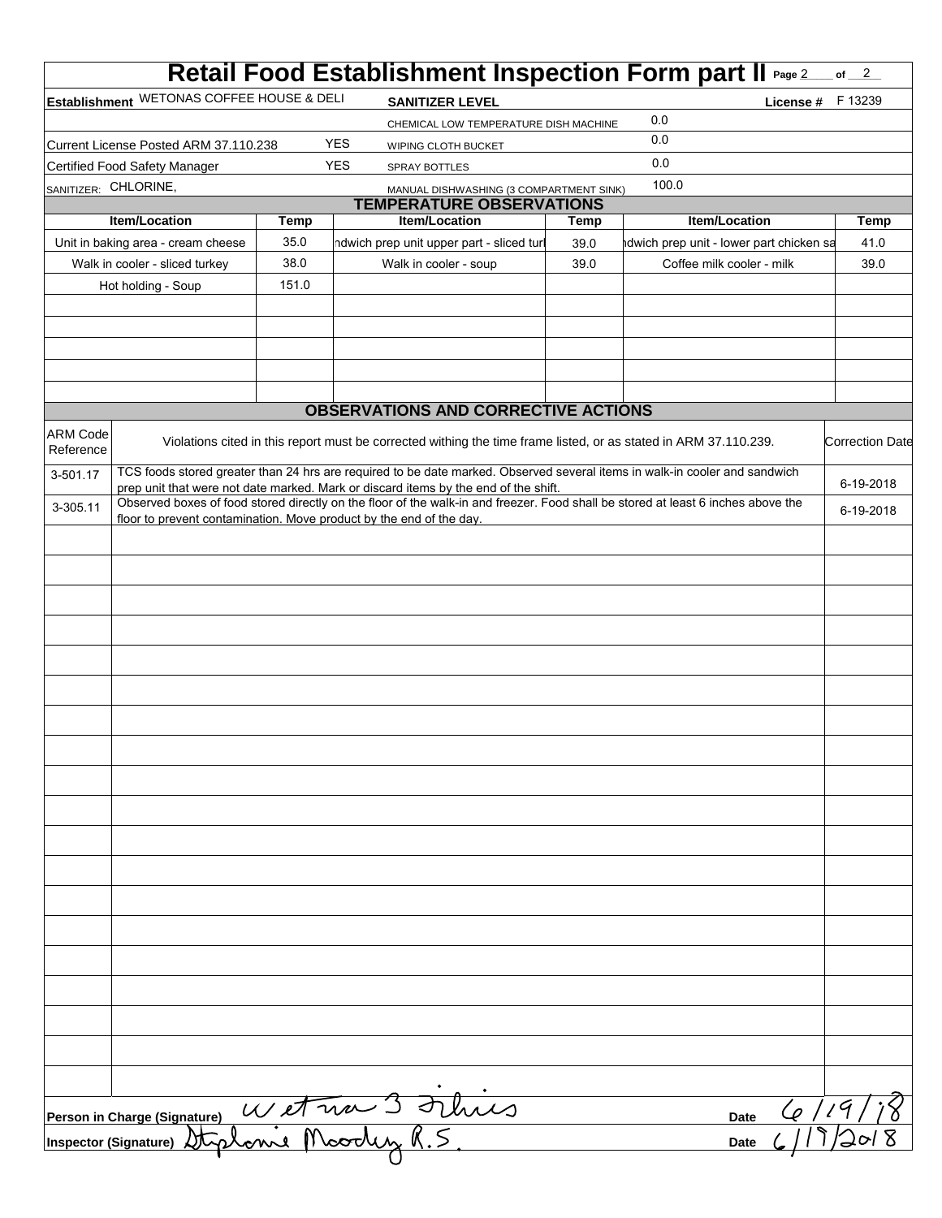# Retail Food Establishment Inspection Form part II

**Establishment** WETONAS COFFEE HOUSE & DELI

**License #** F 13239

| | | | |
|---|---|---|---|
| | | **SANITIZER LEVEL** | |
| | | CHEMICAL LOW TEMPERATURE DISH MACHINE | 0.0 |
| Current License Posted ARM 37.110.238 | YES | WIPING CLOTH BUCKET | 0.0 |
| Certified Food Safety Manager | YES | SPRAY BOTTLES | 0.0 |
| SANITIZER: CHLORINE, | | MANUAL DISHWASHING (3 COMPARTMENT SINK) | 100.0 |

## TEMPERATURE OBSERVATIONS

| Item/Location | Temp | Item/Location | Temp | Item/Location | Temp |
|---|---|---|---|---|---|
| Unit in baking area - cream cheese | 35.0 | ndwich prep unit upper part - sliced tur | 39.0 | ndwich prep unit - lower part chicken sa | 41.0 |
| Walk in cooler - sliced turkey | 38.0 | Walk in cooler - soup | 39.0 | Coffee milk cooler - milk | 39.0 |
| Hot holding - Soup | 151.0 | | | | |

## OBSERVATIONS AND CORRECTIVE ACTIONS

| ARM Code Reference | Violations cited in this report must be corrected withing the time frame listed, or as stated in ARM 37.110.239. | Correction Date |
|---|---|---|
| 3-501.17 | TCS foods stored greater than 24 hrs are required to be date marked. Observed several items in walk-in cooler and sandwich prep unit that were not date marked. Mark or discard items by the end of the shift. | 6-19-2018 |
| 3-305.11 | Observed boxes of food stored directly on the floor of the walk-in and freezer. Food shall be stored at least 6 inches above the floor to prevent contamination. Move product by the end of the day. | 6-19-2018 |

**Person in Charge (Signature)** Wetna 3 Frhis **Date** 6/19/18

**Inspector (Signature)** Stephanie Moody R.S. **Date** 6/19/2018